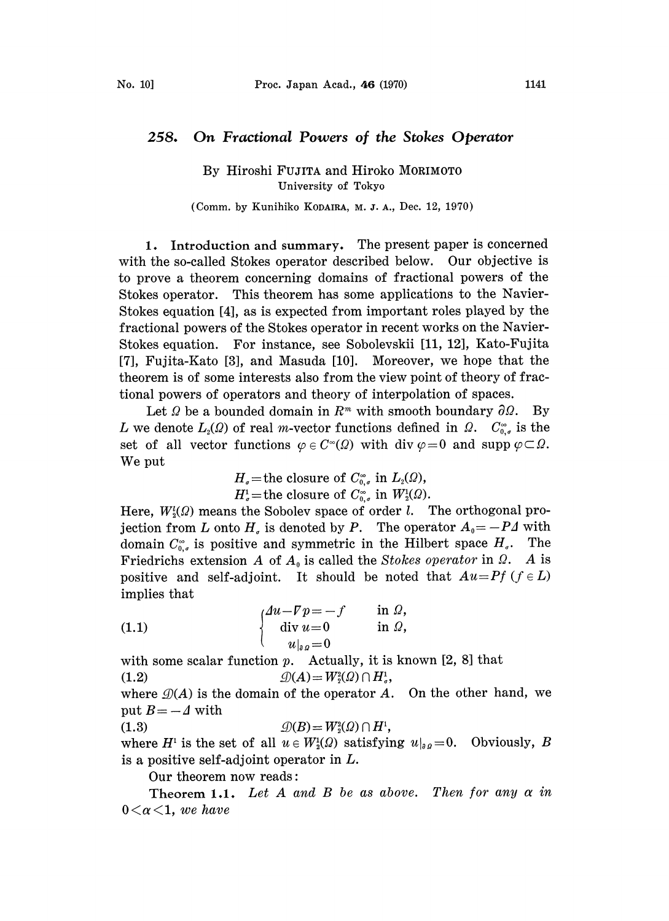# 258. On Fractional Powers of the Stokes Operator

By Hiroshi FUJITA and Hiroko MORIMOTO
University of Tokyo

(Comm. by Kunihiko KODAIRA, M. J. A., Dec. 12, 1970)

**1. Introduction and summary.** The present paper is concerned with the so-called Stokes operator described below. Our objective is to prove a theorem concerning domains of fractional powers of the Stokes operator. This theorem has some applications to the Navier-Stokes equation [4], as is expected from important roles played by the fractional powers of the Stokes operator in recent works on the Navier-Stokes equation. For instance, see Sobolevskii [11, 12], Kato-Fujita [7], Fujita-Kato [3], and Masuda [10]. Moreover, we hope that the theorem is of some interests also from the view point of theory of fractional powers of operators and theory of interpolation of spaces.

Let $\Omega$ be a bounded domain in $R^m$ with smooth boundary $\partial\Omega$. By $L$ we denote $L_2(\Omega)$ of real $m$-vector functions defined in $\Omega$. $C_{0,\sigma}^\infty$ is the set of all vector functions $\varphi \in C^\infty(\Omega)$ with $\operatorname{div} \varphi = 0$ and $\operatorname{supp} \varphi \subset \Omega$. We put

$$H_\sigma = \text{the closure of } C_{0,\sigma}^\infty \text{ in } L_2(\Omega),$$
$$H_\sigma^1 = \text{the closure of } C_{0,\sigma}^\infty \text{ in } W_2^1(\Omega).$$

Here, $W_2^l(\Omega)$ means the Sobolev space of order $l$. The orthogonal projection from $L$ onto $H_\sigma$ is denoted by $P$. The operator $A_0 = -P\Delta$ with domain $C_{0,\sigma}^\infty$ is positive and symmetric in the Hilbert space $H_\sigma$. The Friedrichs extension $A$ of $A_0$ is called the *Stokes operator* in $\Omega$. $A$ is positive and self-adjoint. It should be noted that $Au = Pf$ $(f \in L)$ implies that

$$\left\{\begin{array}{ll} \Delta u - \nabla p = -f & \text{in } \Omega, \\ \operatorname{div} u = 0 & \text{in } \Omega, \\ u|_{\partial\Omega} = 0 & \end{array}\right. \tag{1.1}$$

with some scalar function $p$. Actually, it is known [2, 8] that

$$\mathcal{D}(A) = W_2^2(\Omega) \cap H_\sigma^1, \tag{1.2}$$

where $\mathcal{D}(A)$ is the domain of the operator $A$. On the other hand, we put $B = -\Delta$ with

$$\mathcal{D}(B) = W_2^2(\Omega) \cap H^1, \tag{1.3}$$

where $H^1$ is the set of all $u \in W_2^1(\Omega)$ satisfying $u|_{\partial\Omega} = 0$. Obviously, $B$ is a positive self-adjoint operator in $L$.

Our theorem now reads:

**Theorem 1.1.** *Let $A$ and $B$ be as above. Then for any $\alpha$ in $0 < \alpha < 1$, we have*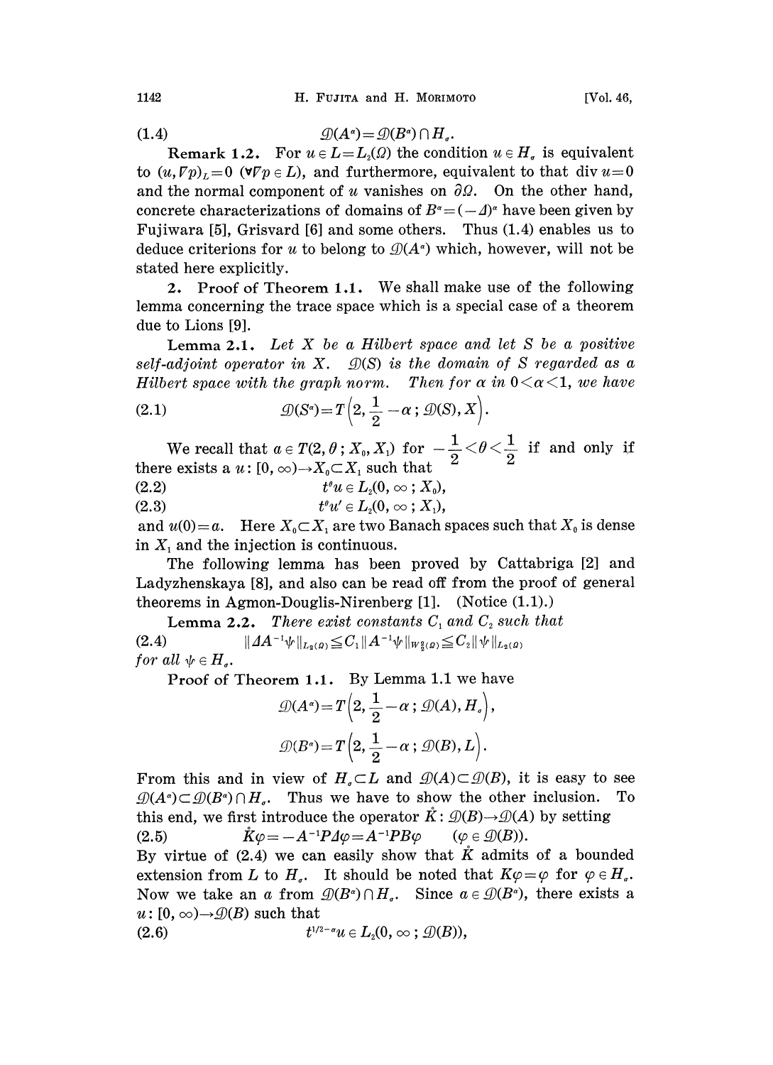$$\mathcal{D}(A^{\alpha})=\mathcal{D}(B^{\alpha})\cap H_{\sigma}. \tag{1.4}$$

**Remark 1.2.** For $u \in L=L_2(\Omega)$ the condition $u \in H_\sigma$ is equivalent to $(u, \nabla p)_L=0$ $(\forall \nabla p \in L)$, and furthermore, equivalent to that $\operatorname{div} u=0$ and the normal component of $u$ vanishes on $\partial\Omega$. On the other hand, concrete characterizations of domains of $B^{\alpha}=(-\Delta)^{\alpha}$ have been given by Fujiwara [5], Grisvard [6] and some others. Thus (1.4) enables us to deduce criterions for $u$ to belong to $\mathcal{D}(A^{\alpha})$ which, however, will not be stated here explicitly.

**2. Proof of Theorem 1.1.** We shall make use of the following lemma concerning the trace space which is a special case of a theorem due to Lions [9].

**Lemma 2.1.** *Let $X$ be a Hilbert space and let $S$ be a positive self-adjoint operator in $X$. $\mathcal{D}(S)$ is the domain of $S$ regarded as a Hilbert space with the graph norm. Then for $\alpha$ in $0<\alpha<1$, we have*

$$\mathcal{D}(S^{\alpha})=T\left(2, \frac{1}{2}-\alpha\,;\, \mathcal{D}(S), X\right). \tag{2.1}$$

We recall that $a \in T(2, \theta\,; X_0, X_1)$ for $-\frac{1}{2}<\theta<\frac{1}{2}$ if and only if there exists a $u\colon [0, \infty)\to X_0 \subset X_1$ such that

$$t^{\theta} u \in L_2(0, \infty\,; X_0), \tag{2.2}$$

$$t^{\theta} u' \in L_2(0, \infty\,; X_1), \tag{2.3}$$

and $u(0)=a$. Here $X_0 \subset X_1$ are two Banach spaces such that $X_0$ is dense in $X_1$ and the injection is continuous.

The following lemma has been proved by Cattabriga [2] and Ladyzhenskaya [8], and also can be read off from the proof of general theorems in Agmon-Douglis-Nirenberg [1]. (Notice (1.1).)

**Lemma 2.2.** *There exist constants $C_1$ and $C_2$ such that*

$$\|\Delta A^{-1}\psi\|_{L_2(\Omega)} \leqq C_1 \|A^{-1}\psi\|_{W_2^2(\Omega)} \leqq C_2 \|\psi\|_{L_2(\Omega)} \tag{2.4}$$

*for all $\psi \in H_\sigma$.*

**Proof of Theorem 1.1.** By Lemma 1.1 we have

$$\mathcal{D}(A^{\alpha})=T\left(2, \frac{1}{2}-\alpha\,;\, \mathcal{D}(A), H_\sigma\right),$$

$$\mathcal{D}(B^{\alpha})=T\left(2, \frac{1}{2}-\alpha\,;\, \mathcal{D}(B), L\right).$$

From this and in view of $H_\sigma \subset L$ and $\mathcal{D}(A)\subset \mathcal{D}(B)$, it is easy to see $\mathcal{D}(A^{\alpha})\subset \mathcal{D}(B^{\alpha})\cap H_\sigma$. Thus we have to show the other inclusion. To this end, we first introduce the operator $\mathring{K}\colon \mathcal{D}(B)\to\mathcal{D}(A)$ by setting

$$\mathring{K}\varphi=-A^{-1}P\Delta\varphi=A^{-1}PB\varphi \qquad (\varphi \in \mathcal{D}(B)). \tag{2.5}$$

By virtue of (2.4) we can easily show that $\mathring{K}$ admits of a bounded extension from $L$ to $H_\sigma$. It should be noted that $K\varphi=\varphi$ for $\varphi \in H_\sigma$. Now we take an $a$ from $\mathcal{D}(B^{\alpha})\cap H_\sigma$. Since $a \in \mathcal{D}(B^{\alpha})$, there exists a $u\colon [0, \infty)\to \mathcal{D}(B)$ such that

$$t^{1/2-\alpha} u \in L_2(0, \infty\,; \mathcal{D}(B)), \tag{2.6}$$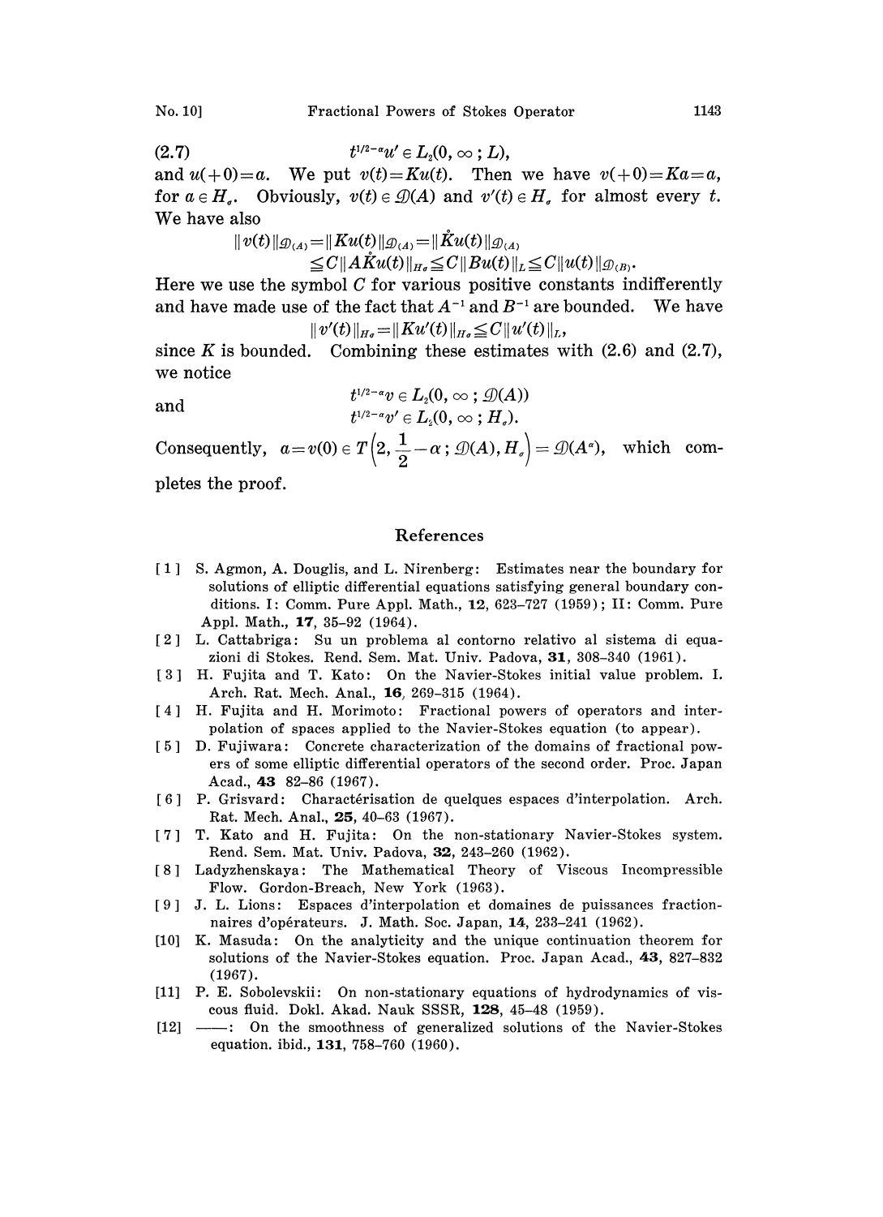$$(2.7) \qquad t^{1/2-\alpha}u' \in L_2(0, \infty; L),$$

and $u(+0)=a$. We put $v(t)=Ku(t)$. Then we have $v(+0)=Ka=a$, for $a \in H_\sigma$. Obviously, $v(t) \in \mathcal{D}(A)$ and $v'(t) \in H_\sigma$ for almost every $t$. We have also

$$\|v(t)\|_{\mathcal{D}(A)} = \|Ku(t)\|_{\mathcal{D}(A)} = \|\mathring{K}u(t)\|_{\mathcal{D}(A)}$$
$$\leqq C\|A\mathring{K}u(t)\|_{H_\sigma} \leqq C\|Bu(t)\|_L \leqq C\|u(t)\|_{\mathcal{D}(B)}.$$

Here we use the symbol $C$ for various positive constants indifferently and have made use of the fact that $A^{-1}$ and $B^{-1}$ are bounded. We have

$$\|v'(t)\|_{H_\sigma} = \|Ku'(t)\|_{H_\sigma} \leqq C\|u'(t)\|_L,$$

since $K$ is bounded. Combining these estimates with (2.6) and (2.7), we notice

$$t^{1/2-\alpha}v \in L_2(0, \infty; \mathcal{D}(A))$$

and

$$t^{1/2-\alpha}v' \in L_2(0, \infty; H_\sigma).$$

Consequently, $a=v(0) \in T\left(2, \frac{1}{2}-\alpha; \mathcal{D}(A), H_\sigma\right) = \mathcal{D}(A^\alpha)$, which completes the proof.

## References

[1] S. Agmon, A. Douglis, and L. Nirenberg: Estimates near the boundary for solutions of elliptic differential equations satisfying general boundary conditions. I: Comm. Pure Appl. Math., **12**, 623–727 (1959); II: Comm. Pure Appl. Math., **17**, 35–92 (1964).

[2] L. Cattabriga: Su un problema al contorno relativo al sistema di equazioni di Stokes. Rend. Sem. Mat. Univ. Padova, **31**, 308–340 (1961).

[3] H. Fujita and T. Kato: On the Navier-Stokes initial value problem. I. Arch. Rat. Mech. Anal., **16**, 269–315 (1964).

[4] H. Fujita and H. Morimoto: Fractional powers of operators and interpolation of spaces applied to the Navier-Stokes equation (to appear).

[5] D. Fujiwara: Concrete characterization of the domains of fractional powers of some elliptic differential operators of the second order. Proc. Japan Acad., **43** 82–86 (1967).

[6] P. Grisvard: Charactérisation de quelques espaces d'interpolation. Arch. Rat. Mech. Anal., **25**, 40–63 (1967).

[7] T. Kato and H. Fujita: On the non-stationary Navier-Stokes system. Rend. Sem. Mat. Univ. Padova, **32**, 243–260 (1962).

[8] Ladyzhenskaya: The Mathematical Theory of Viscous Incompressible Flow. Gordon-Breach, New York (1963).

[9] J. L. Lions: Espaces d'interpolation et domaines de puissances fractionnaires d'opérateurs. J. Math. Soc. Japan, **14**, 233–241 (1962).

[10] K. Masuda: On the analyticity and the unique continuation theorem for solutions of the Navier-Stokes equation. Proc. Japan Acad., **43**, 827–832 (1967).

[11] P. E. Sobolevskii: On non-stationary equations of hydrodynamics of viscous fluid. Dokl. Akad. Nauk SSSR, **128**, 45–48 (1959).

[12] ——: On the smoothness of generalized solutions of the Navier-Stokes equation. ibid., **131**, 758–760 (1960).